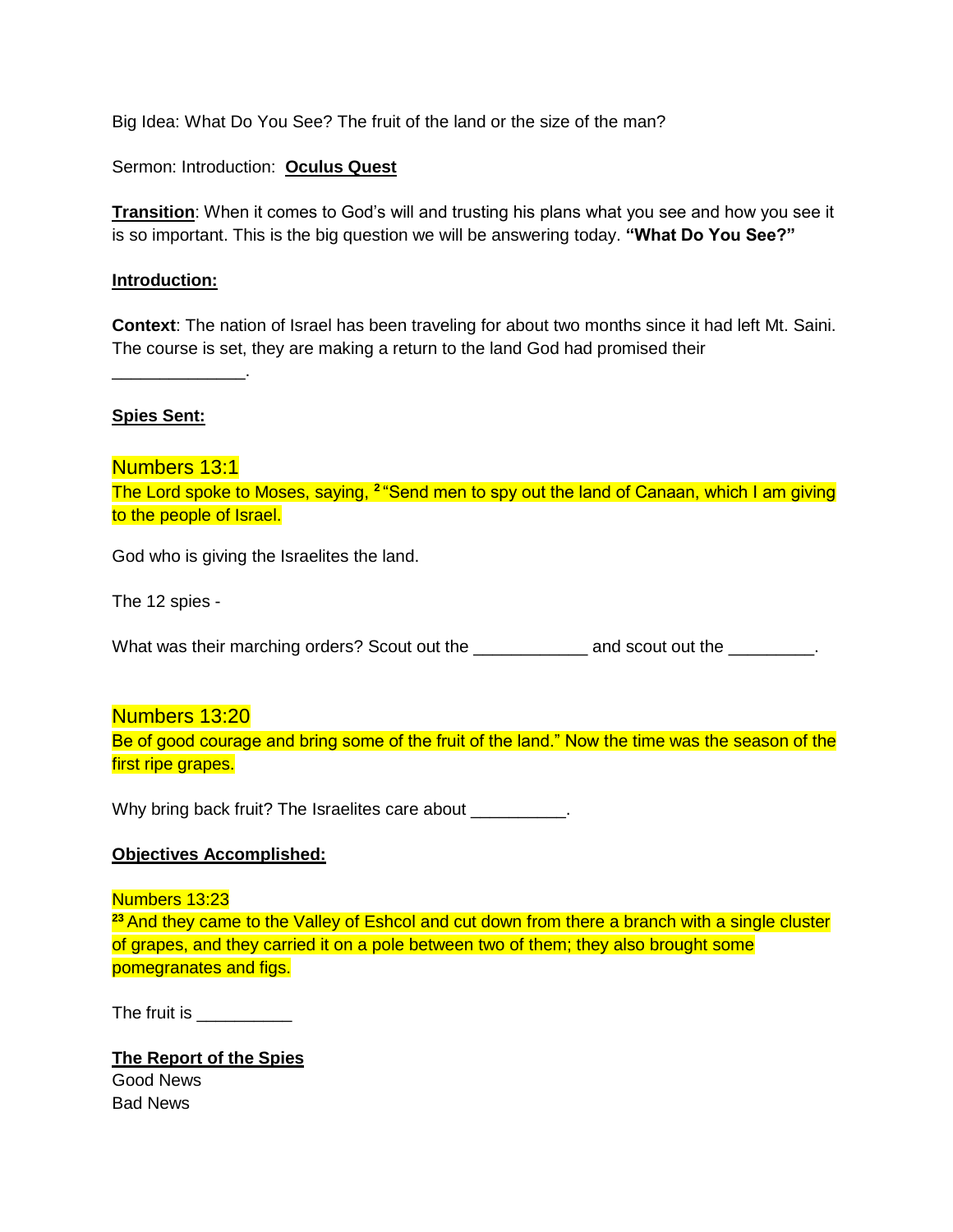Big Idea: What Do You See? The fruit of the land or the size of the man?

Sermon: Introduction: **Oculus Quest**

**Transition**: When it comes to God's will and trusting his plans what you see and how you see it is so important. This is the big question we will be answering today. **"What Do You See?"**

**Introduction:**

**Context**: The nation of Israel has been traveling for about two months since it had left Mt. Saini. The course is set, they are making a return to the land God had promised their ______________.

**Spies Sent:**

Numbers 13:1
The Lord spoke to Moses, saying, [2] "Send men to spy out the land of Canaan, which I am giving to the people of Israel.

God who is giving the Israelites the land.

The 12 spies -

What was their marching orders? Scout out the ____________ and scout out the _________.

Numbers 13:20
Be of good courage and bring some of the fruit of the land." Now the time was the season of the first ripe grapes.

Why bring back fruit? The Israelites care about __________.

**Objectives Accomplished:**

Numbers 13:23
[23] And they came to the Valley of Eshcol and cut down from there a branch with a single cluster of grapes, and they carried it on a pole between two of them; they also brought some pomegranates and figs.

The fruit is __________

**The Report of the Spies**
Good News
Bad News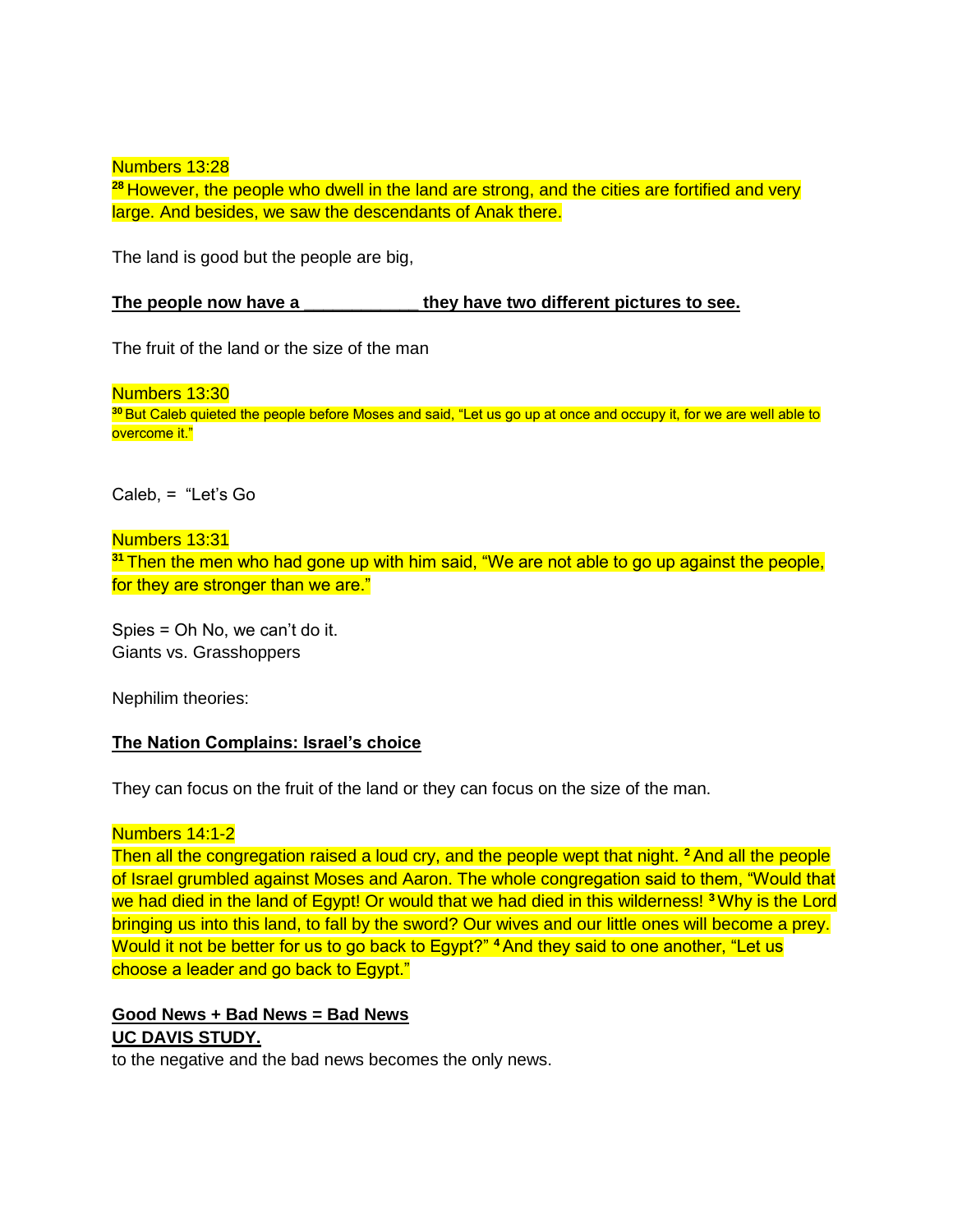Numbers 13:28

[28] However, the people who dwell in the land are strong, and the cities are fortified and very large. And besides, we saw the descendants of Anak there.

The land is good but the people are big,

**The people now have a ____________ they have two different pictures to see.**

The fruit of the land or the size of the man

Numbers 13:30

[30] But Caleb quieted the people before Moses and said, "Let us go up at once and occupy it, for we are well able to overcome it."

Caleb, = "Let's Go

Numbers 13:31

[31] Then the men who had gone up with him said, "We are not able to go up against the people, for they are stronger than we are."

Spies = Oh No, we can't do it.
Giants vs. Grasshoppers

Nephilim theories:

**The Nation Complains: Israel's choice**

They can focus on the fruit of the land or they can focus on the size of the man.

Numbers 14:1-2

Then all the congregation raised a loud cry, and the people wept that night. [2] And all the people of Israel grumbled against Moses and Aaron. The whole congregation said to them, "Would that we had died in the land of Egypt! Or would that we had died in this wilderness! [3] Why is the Lord bringing us into this land, to fall by the sword? Our wives and our little ones will become a prey. Would it not be better for us to go back to Egypt?" [4] And they said to one another, "Let us choose a leader and go back to Egypt."

**Good News + Bad News = Bad News**
**UC DAVIS STUDY.**
to the negative and the bad news becomes the only news.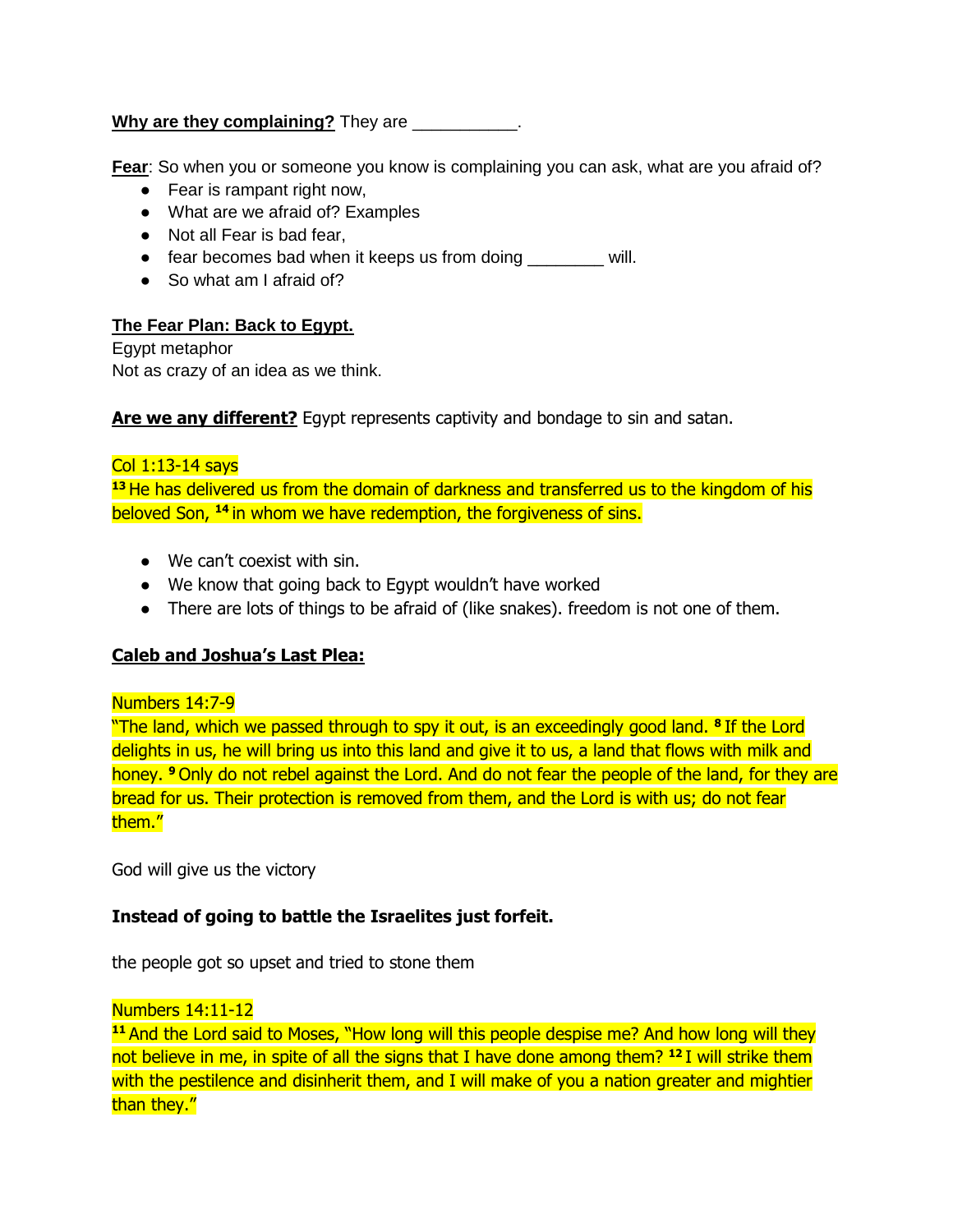**Why are they complaining?** They are ___________.

**Fear**: So when you or someone you know is complaining you can ask, what are you afraid of?

- Fear is rampant right now,
- What are we afraid of? Examples
- Not all Fear is bad fear,
- fear becomes bad when it keeps us from doing ________ will.
- So what am I afraid of?

**The Fear Plan: Back to Egypt.**

Egypt metaphor

Not as crazy of an idea as we think.

**Are we any different?** Egypt represents captivity and bondage to sin and satan.

Col 1:13-14 says

13 He has delivered us from the domain of darkness and transferred us to the kingdom of his beloved Son, 14 in whom we have redemption, the forgiveness of sins.

- We can't coexist with sin.
- We know that going back to Egypt wouldn't have worked
- There are lots of things to be afraid of (like snakes). freedom is not one of them.

**Caleb and Joshua's Last Plea:**

Numbers 14:7-9

"The land, which we passed through to spy it out, is an exceedingly good land. 8 If the Lord delights in us, he will bring us into this land and give it to us, a land that flows with milk and honey. 9 Only do not rebel against the Lord. And do not fear the people of the land, for they are bread for us. Their protection is removed from them, and the Lord is with us; do not fear them."

God will give us the victory

**Instead of going to battle the Israelites just forfeit.**

the people got so upset and tried to stone them

Numbers 14:11-12

11 And the Lord said to Moses, "How long will this people despise me? And how long will they not believe in me, in spite of all the signs that I have done among them? 12 I will strike them with the pestilence and disinherit them, and I will make of you a nation greater and mightier than they."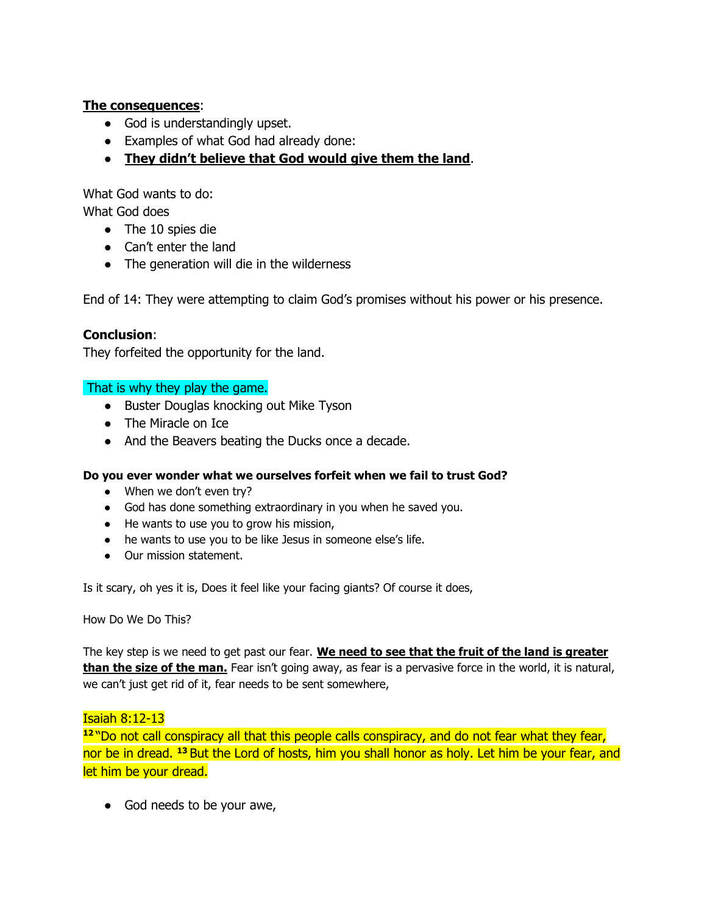**<u>The consequences</u>**:

- God is understandingly upset.
- Examples of what God had already done:
- **<u>They didn't believe that God would give them the land</u>**.

What God wants to do:
What God does

- The 10 spies die
- Can't enter the land
- The generation will die in the wilderness

End of 14: They were attempting to claim God's promises without his power or his presence.

**Conclusion**:
They forfeited the opportunity for the land.

That is why they play the game.

- Buster Douglas knocking out Mike Tyson
- The Miracle on Ice
- And the Beavers beating the Ducks once a decade.

**Do you ever wonder what we ourselves forfeit when we fail to trust God?**

- When we don't even try?
- God has done something extraordinary in you when he saved you.
- He wants to use you to grow his mission,
- he wants to use you to be like Jesus in someone else's life.
- Our mission statement.

Is it scary, oh yes it is, Does it feel like your facing giants? Of course it does,

How Do We Do This?

The key step is we need to get past our fear. **<u>We need to see that the fruit of the land is greater than the size of the man.</u>** Fear isn't going away, as fear is a pervasive force in the world, it is natural, we can't just get rid of it, fear needs to be sent somewhere,

Isaiah 8:12-13
**12** "Do not call conspiracy all that this people calls conspiracy, and do not fear what they fear, nor be in dread. **13** But the Lord of hosts, him you shall honor as holy. Let him be your fear, and let him be your dread.

- God needs to be your awe,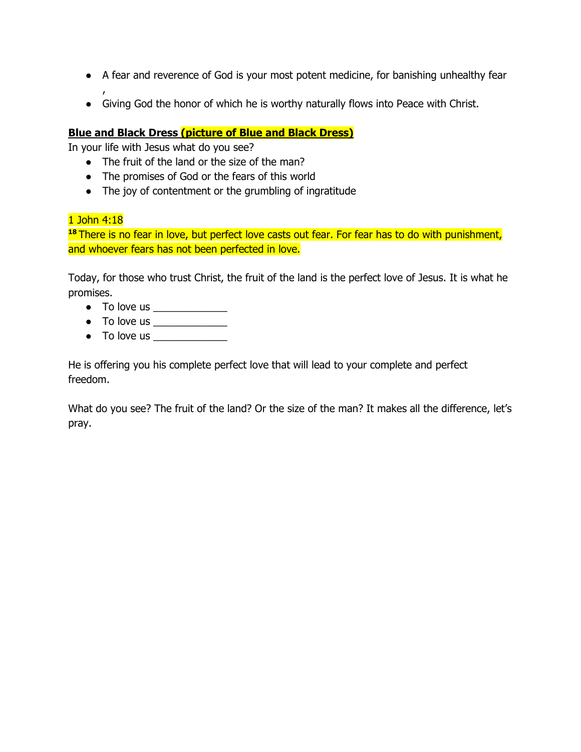- A fear and reverence of God is your most potent medicine, for banishing unhealthy fear ,
- Giving God the honor of which he is worthy naturally flows into Peace with Christ.

**Blue and Black Dress (picture of Blue and Black Dress)**

In your life with Jesus what do you see?

- The fruit of the land or the size of the man?
- The promises of God or the fears of this world
- The joy of contentment or the grumbling of ingratitude

1 John 4:18

**18** There is no fear in love, but perfect love casts out fear. For fear has to do with punishment, and whoever fears has not been perfected in love.

Today, for those who trust Christ, the fruit of the land is the perfect love of Jesus. It is what he promises.

- To love us _____________
- To love us _____________
- To love us _____________

He is offering you his complete perfect love that will lead to your complete and perfect freedom.

What do you see? The fruit of the land? Or the size of the man? It makes all the difference, let's pray.